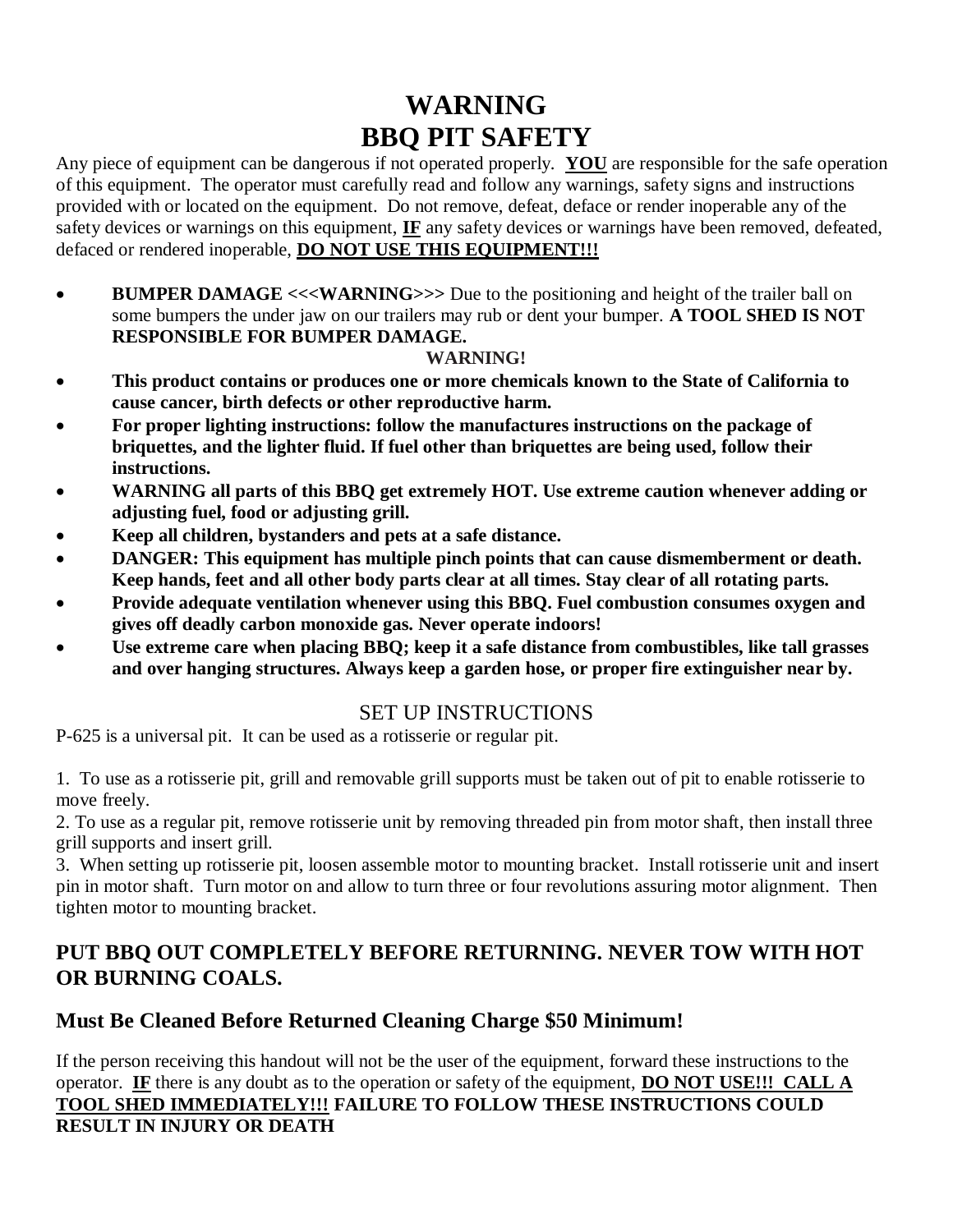# WARNING
# BBQ PIT SAFETY

Any piece of equipment can be dangerous if not operated properly. **<u>YOU</u>** are responsible for the safe operation of this equipment. The operator must carefully read and follow any warnings, safety signs and instructions provided with or located on the equipment. Do not remove, defeat, deface or render inoperable any of the safety devices or warnings on this equipment, **<u>IF</u>** any safety devices or warnings have been removed, defeated, defaced or rendered inoperable, **<u>DO NOT USE THIS EQUIPMENT!!!</u>**

- **BUMPER DAMAGE <<<WARNING>>>** Due to the positioning and height of the trailer ball on some bumpers the under jaw on our trailers may rub or dent your bumper. **A TOOL SHED IS NOT RESPONSIBLE FOR BUMPER DAMAGE.**

**WARNING!**

- **This product contains or produces one or more chemicals known to the State of California to cause cancer, birth defects or other reproductive harm.**
- **For proper lighting instructions: follow the manufactures instructions on the package of briquettes, and the lighter fluid. If fuel other than briquettes are being used, follow their instructions.**
- **WARNING all parts of this BBQ get extremely HOT. Use extreme caution whenever adding or adjusting fuel, food or adjusting grill.**
- **Keep all children, bystanders and pets at a safe distance.**
- **DANGER: This equipment has multiple pinch points that can cause dismemberment or death. Keep hands, feet and all other body parts clear at all times. Stay clear of all rotating parts.**
- **Provide adequate ventilation whenever using this BBQ. Fuel combustion consumes oxygen and gives off deadly carbon monoxide gas. Never operate indoors!**
- **Use extreme care when placing BBQ; keep it a safe distance from combustibles, like tall grasses and over hanging structures. Always keep a garden hose, or proper fire extinguisher near by.**

## SET UP INSTRUCTIONS

P-625 is a universal pit. It can be used as a rotisserie or regular pit.

1. To use as a rotisserie pit, grill and removable grill supports must be taken out of pit to enable rotisserie to move freely.
2. To use as a regular pit, remove rotisserie unit by removing threaded pin from motor shaft, then install three grill supports and insert grill.
3. When setting up rotisserie pit, loosen assemble motor to mounting bracket. Install rotisserie unit and insert pin in motor shaft. Turn motor on and allow to turn three or four revolutions assuring motor alignment. Then tighten motor to mounting bracket.

## PUT BBQ OUT COMPLETELY BEFORE RETURNING. NEVER TOW WITH HOT OR BURNING COALS.

## Must Be Cleaned Before Returned Cleaning Charge $50 Minimum!

If the person receiving this handout will not be the user of the equipment, forward these instructions to the operator. **<u>IF</u>** there is any doubt as to the operation or safety of the equipment, **<u>DO NOT USE!!! CALL A TOOL SHED IMMEDIATELY!!!</u> FAILURE TO FOLLOW THESE INSTRUCTIONS COULD RESULT IN INJURY OR DEATH**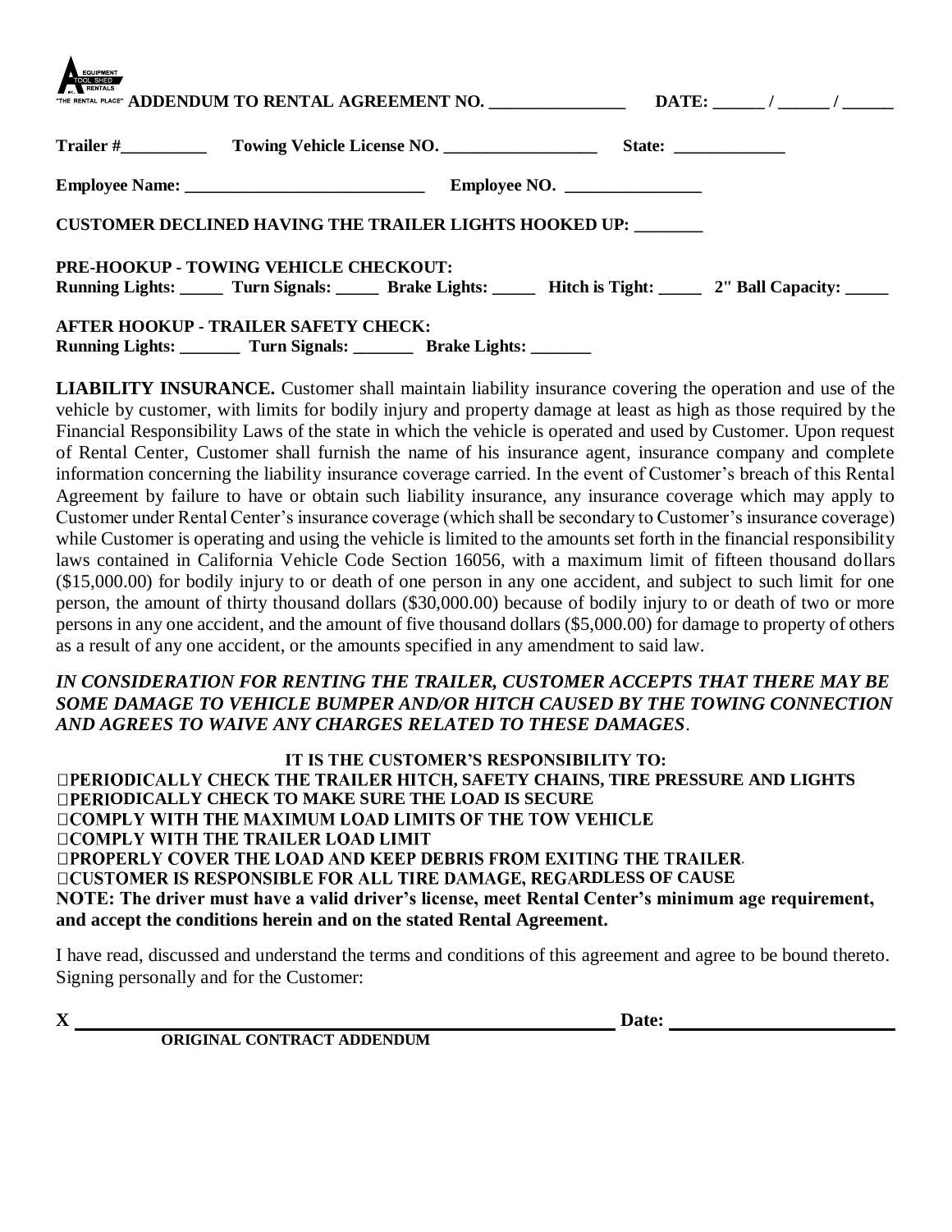EQUIPMENT TOOL SHED RENTALS "THE RENTAL PLACE" **ADDENDUM TO RENTAL AGREEMENT NO. _______________ DATE: ______ / ______ / ______**

**Trailer #__________ Towing Vehicle License NO. __________________ State: _____________**

**Employee Name: ___________________________ Employee NO. ________________**

**CUSTOMER DECLINED HAVING THE TRAILER LIGHTS HOOKED UP: ________**

**PRE-HOOKUP - TOWING VEHICLE CHECKOUT:**
**Running Lights: _____ Turn Signals: _____ Brake Lights: _____ Hitch is Tight: _____ 2" Ball Capacity: _____**

**AFTER HOOKUP - TRAILER SAFETY CHECK:**
**Running Lights: _______ Turn Signals: _______ Brake Lights: _______**

**LIABILITY INSURANCE.** Customer shall maintain liability insurance covering the operation and use of the vehicle by customer, with limits for bodily injury and property damage at least as high as those required by the Financial Responsibility Laws of the state in which the vehicle is operated and used by Customer. Upon request of Rental Center, Customer shall furnish the name of his insurance agent, insurance company and complete information concerning the liability insurance coverage carried. In the event of Customer's breach of this Rental Agreement by failure to have or obtain such liability insurance, any insurance coverage which may apply to Customer under Rental Center's insurance coverage (which shall be secondary to Customer's insurance coverage) while Customer is operating and using the vehicle is limited to the amounts set forth in the financial responsibility laws contained in California Vehicle Code Section 16056, with a maximum limit of fifteen thousand dollars ($15,000.00) for bodily injury to or death of one person in any one accident, and subject to such limit for one person, the amount of thirty thousand dollars ($30,000.00) because of bodily injury to or death of two or more persons in any one accident, and the amount of five thousand dollars ($5,000.00) for damage to property of others as a result of any one accident, or the amounts specified in any amendment to said law.

***IN CONSIDERATION FOR RENTING THE TRAILER, CUSTOMER ACCEPTS THAT THERE MAY BE SOME DAMAGE TO VEHICLE BUMPER AND/OR HITCH CAUSED BY THE TOWING CONNECTION AND AGREES TO WAIVE ANY CHARGES RELATED TO THESE DAMAGES***.

**IT IS THE CUSTOMER'S RESPONSIBILITY TO:**

- ☐ **PERIODICALLY CHECK THE TRAILER HITCH, SAFETY CHAINS, TIRE PRESSURE AND LIGHTS**
- ☐ **PERIODICALLY CHECK TO MAKE SURE THE LOAD IS SECURE**
- ☐ **COMPLY WITH THE MAXIMUM LOAD LIMITS OF THE TOW VEHICLE**
- ☐ **COMPLY WITH THE TRAILER LOAD LIMIT**
- ☐ **PROPERLY COVER THE LOAD AND KEEP DEBRIS FROM EXITING THE TRAILER.**
- ☐ **CUSTOMER IS RESPONSIBLE FOR ALL TIRE DAMAGE, REGARDLESS OF CAUSE**

**NOTE: The driver must have a valid driver's license, meet Rental Center's minimum age requirement, and accept the conditions herein and on the stated Rental Agreement.**

I have read, discussed and understand the terms and conditions of this agreement and agree to be bound thereto. Signing personally and for the Customer:

**X** _______________________________________________ **Date:** ______________________

**ORIGINAL CONTRACT ADDENDUM**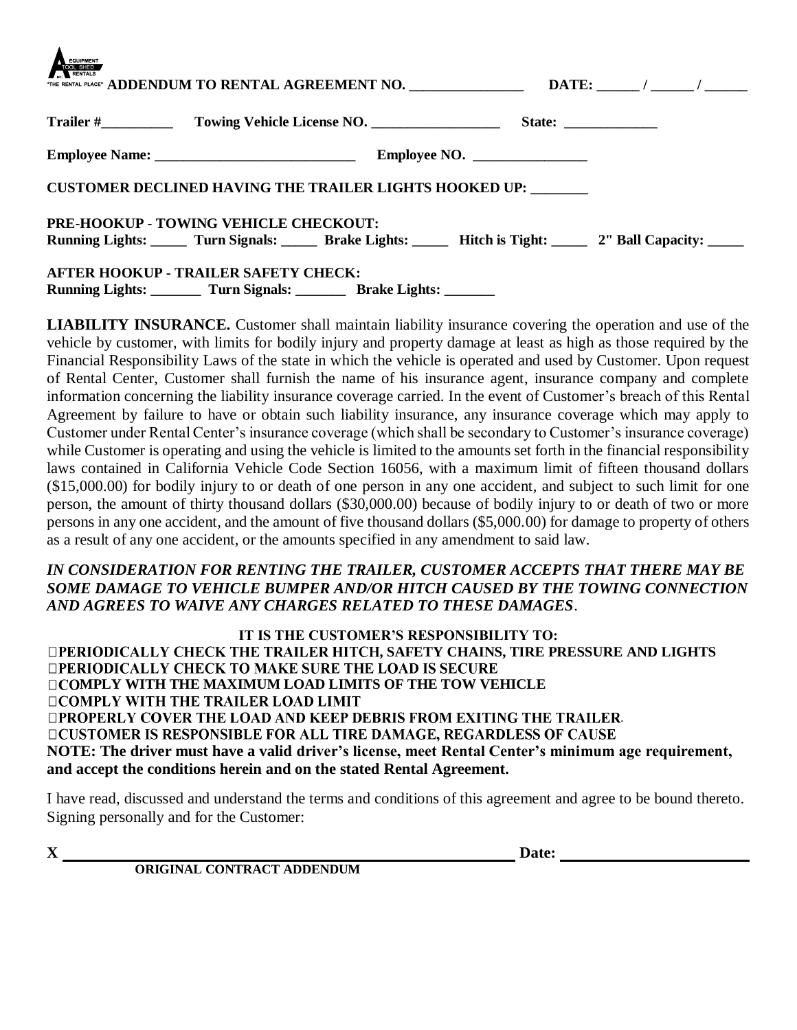EQUIPMENT TOOL SHED RENTALS "THE RENTAL PLACE"

**ADDENDUM TO RENTAL AGREEMENT NO. ________________ DATE: ______ / ______ / ______**

**Trailer #__________ Towing Vehicle License NO. __________________ State: _____________**

**Employee Name: ____________________________ Employee NO. ________________**

**CUSTOMER DECLINED HAVING THE TRAILER LIGHTS HOOKED UP: ________**

**PRE-HOOKUP - TOWING VEHICLE CHECKOUT:**
**Running Lights: _____ Turn Signals: _____ Brake Lights: _____ Hitch is Tight: _____ 2" Ball Capacity: _____**

**AFTER HOOKUP - TRAILER SAFETY CHECK:**
**Running Lights: _______ Turn Signals: _______ Brake Lights: _______**

**LIABILITY INSURANCE.** Customer shall maintain liability insurance covering the operation and use of the vehicle by customer, with limits for bodily injury and property damage at least as high as those required by the Financial Responsibility Laws of the state in which the vehicle is operated and used by Customer. Upon request of Rental Center, Customer shall furnish the name of his insurance agent, insurance company and complete information concerning the liability insurance coverage carried. In the event of Customer's breach of this Rental Agreement by failure to have or obtain such liability insurance, any insurance coverage which may apply to Customer under Rental Center's insurance coverage (which shall be secondary to Customer's insurance coverage) while Customer is operating and using the vehicle is limited to the amounts set forth in the financial responsibility laws contained in California Vehicle Code Section 16056, with a maximum limit of fifteen thousand dollars ($15,000.00) for bodily injury to or death of one person in any one accident, and subject to such limit for one person, the amount of thirty thousand dollars ($30,000.00) because of bodily injury to or death of two or more persons in any one accident, and the amount of five thousand dollars ($5,000.00) for damage to property of others as a result of any one accident, or the amounts specified in any amendment to said law.

***IN CONSIDERATION FOR RENTING THE TRAILER, CUSTOMER ACCEPTS THAT THERE MAY BE SOME DAMAGE TO VEHICLE BUMPER AND/OR HITCH CAUSED BY THE TOWING CONNECTION AND AGREES TO WAIVE ANY CHARGES RELATED TO THESE DAMAGES***.

**IT IS THE CUSTOMER'S RESPONSIBILITY TO:**

- **PERIODICALLY CHECK THE TRAILER HITCH, SAFETY CHAINS, TIRE PRESSURE AND LIGHTS**
- **PERIODICALLY CHECK TO MAKE SURE THE LOAD IS SECURE**
- **COMPLY WITH THE MAXIMUM LOAD LIMITS OF THE TOW VEHICLE**
- **COMPLY WITH THE TRAILER LOAD LIMIT**
- **PROPERLY COVER THE LOAD AND KEEP DEBRIS FROM EXITING THE TRAILER.**
- **CUSTOMER IS RESPONSIBLE FOR ALL TIRE DAMAGE, REGARDLESS OF CAUSE**

**NOTE: The driver must have a valid driver's license, meet Rental Center's minimum age requirement, and accept the conditions herein and on the stated Rental Agreement.**

I have read, discussed and understand the terms and conditions of this agreement and agree to be bound thereto. Signing personally and for the Customer:

**X** ____________________________________________ **Date:** ____________________

**ORIGINAL CONTRACT ADDENDUM**